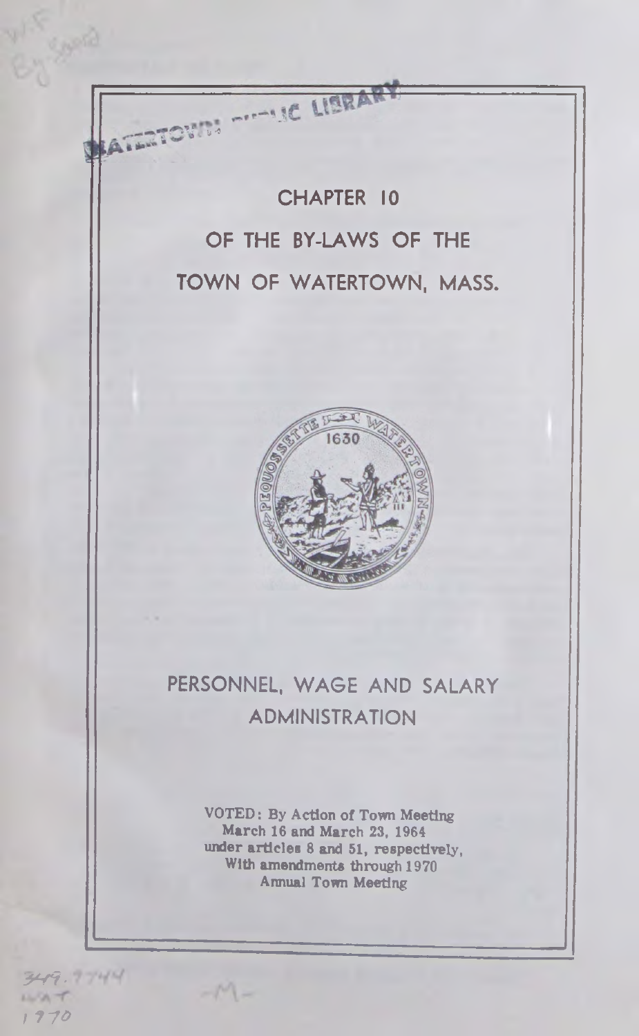WATERTOWN PUBLIC LIBRARY

# CHAPTER 10

# OF THE BY-LAWS OF THE

# TOWN OF WATERTOWN, MASS.

## PERSONNEL, WAGE AND SALARY ADMINISTRATION

VOTED: By Action of Town Meeting
March 16 and March 23, 1964
under articles 8 and 51, respectively,
With amendments through 1970
Annual Town Meeting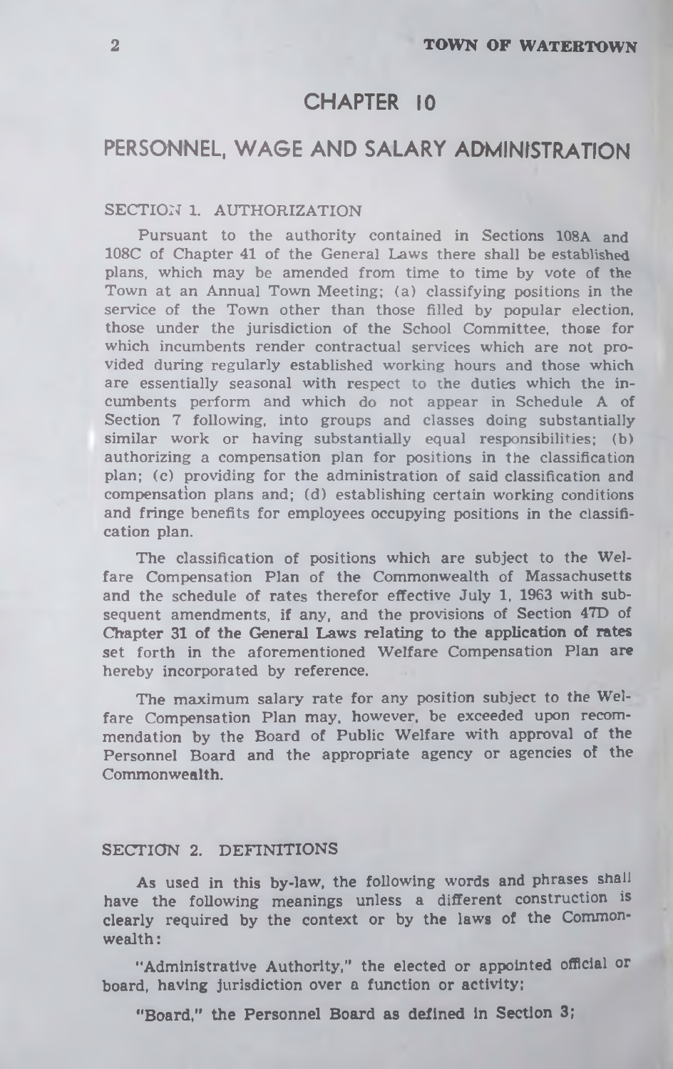# CHAPTER 10

## PERSONNEL, WAGE AND SALARY ADMINISTRATION

### SECTION 1. AUTHORIZATION

Pursuant to the authority contained in Sections 108A and 108C of Chapter 41 of the General Laws there shall be established plans, which may be amended from time to time by vote of the Town at an Annual Town Meeting; (a) classifying positions in the service of the Town other than those filled by popular election, those under the jurisdiction of the School Committee, those for which incumbents render contractual services which are not provided during regularly established working hours and those which are essentially seasonal with respect to the duties which the incumbents perform and which do not appear in Schedule A of Section 7 following, into groups and classes doing substantially similar work or having substantially equal responsibilities; (b) authorizing a compensation plan for positions in the classification plan; (c) providing for the administration of said classification and compensation plans and; (d) establishing certain working conditions and fringe benefits for employees occupying positions in the classification plan.

The classification of positions which are subject to the Welfare Compensation Plan of the Commonwealth of Massachusetts and the schedule of rates therefor effective July 1, 1963 with subsequent amendments, if any, and the provisions of Section 47D of Chapter 31 of the General Laws relating to the application of rates set forth in the aforementioned Welfare Compensation Plan are hereby incorporated by reference.

The maximum salary rate for any position subject to the Welfare Compensation Plan may, however, be exceeded upon recommendation by the Board of Public Welfare with approval of the Personnel Board and the appropriate agency or agencies of the Commonwealth.

### SECTION 2. DEFINITIONS

As used in this by-law, the following words and phrases shall have the following meanings unless a different construction is clearly required by the context or by the laws of the Commonwealth:

"Administrative Authority," the elected or appointed official or board, having jurisdiction over a function or activity;

"Board," the Personnel Board as defined in Section 3;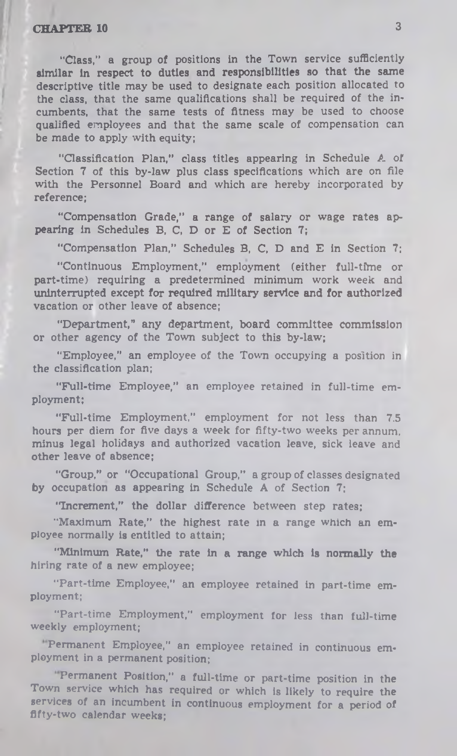"Class," a group of positions in the Town service sufficiently similar in respect to duties and responsibilities so that the same descriptive title may be used to designate each position allocated to the class, that the same qualifications shall be required of the incumbents, that the same tests of fitness may be used to choose qualified employees and that the same scale of compensation can be made to apply with equity;

"Classification Plan," class titles appearing in Schedule A of Section 7 of this by-law plus class specifications which are on file with the Personnel Board and which are hereby incorporated by reference;

"Compensation Grade," a range of salary or wage rates appearing in Schedules B, C, D or E of Section 7;

"Compensation Plan," Schedules B, C, D and E in Section 7;

"Continuous Employment," employment (either full-time or part-time) requiring a predetermined minimum work week and uninterrupted except for required military service and for authorized vacation or other leave of absence;

"Department," any department, board committee commission or other agency of the Town subject to this by-law;

"Employee," an employee of the Town occupying a position in the classification plan;

"Full-time Employee," an employee retained in full-time employment;

"Full-time Employment," employment for not less than 7.5 hours per diem for five days a week for fifty-two weeks per annum, minus legal holidays and authorized vacation leave, sick leave and other leave of absence;

"Group," or "Occupational Group," a group of classes designated by occupation as appearing in Schedule A of Section 7;

"Increment," the dollar difference between step rates;

"Maximum Rate," the highest rate in a range which an employee normally is entitled to attain;

"Minimum Rate," the rate in a range which is normally the hiring rate of a new employee;

"Part-time Employee," an employee retained in part-time employment;

"Part-time Employment," employment for less than full-time weekly employment;

"Permanent Employee," an employee retained in continuous employment in a permanent position;

"Permanent Position," a full-time or part-time position in the Town service which has required or which is likely to require the services of an incumbent in continuous employment for a period of fifty-two calendar weeks;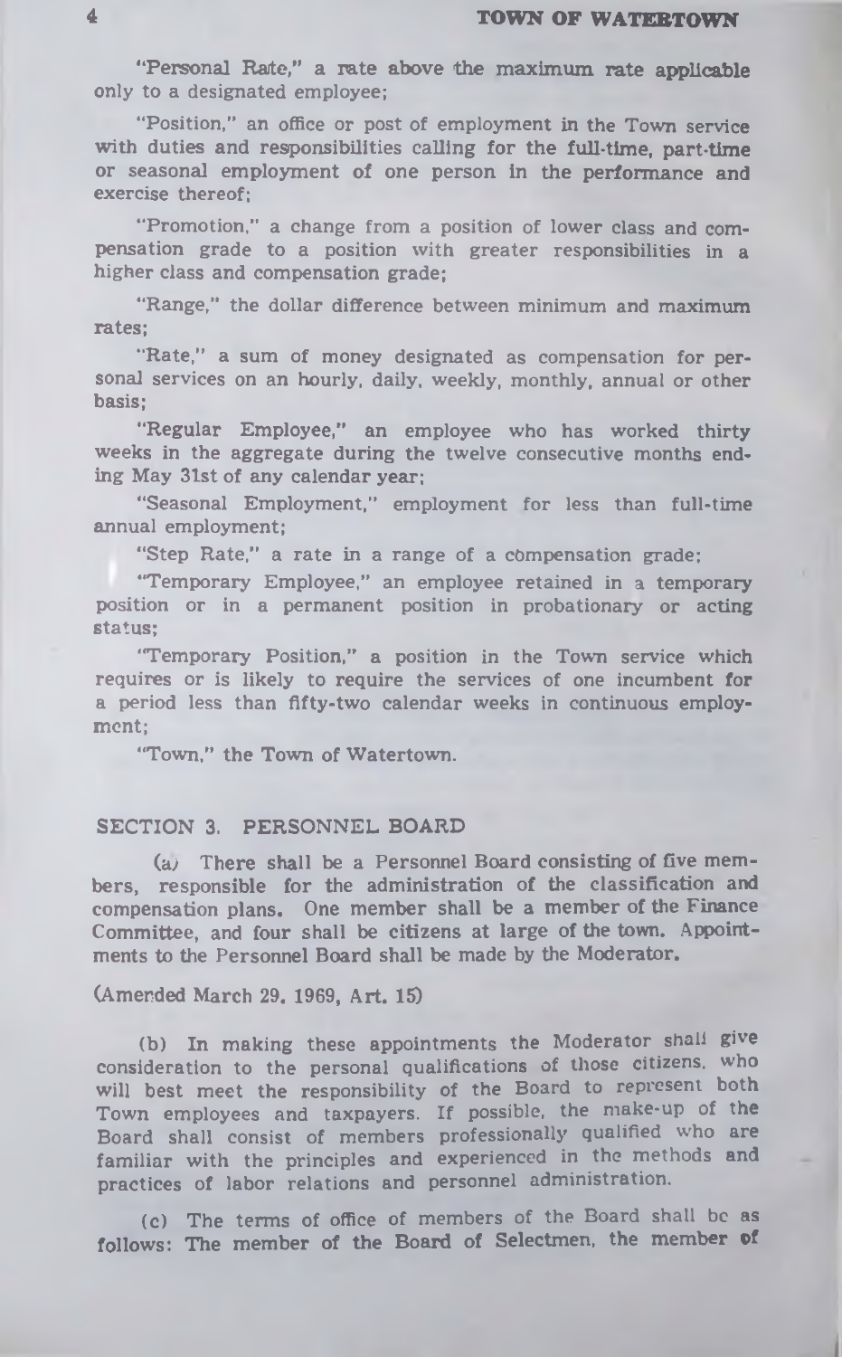"Personal Rate," a rate above the maximum rate applicable only to a designated employee;

"Position," an office or post of employment in the Town service with duties and responsibilities calling for the full-time, part-time or seasonal employment of one person in the performance and exercise thereof;

"Promotion," a change from a position of lower class and compensation grade to a position with greater responsibilities in a higher class and compensation grade;

"Range," the dollar difference between minimum and maximum rates;

"Rate," a sum of money designated as compensation for personal services on an hourly, daily, weekly, monthly, annual or other basis;

"Regular Employee," an employee who has worked thirty weeks in the aggregate during the twelve consecutive months ending May 31st of any calendar year;

"Seasonal Employment," employment for less than full-time annual employment;

"Step Rate," a rate in a range of a compensation grade;

"Temporary Employee," an employee retained in a temporary position or in a permanent position in probationary or acting status;

"Temporary Position," a position in the Town service which requires or is likely to require the services of one incumbent for a period less than fifty-two calendar weeks in continuous employment;

"Town," the Town of Watertown.

## SECTION 3. PERSONNEL BOARD

(a) There shall be a Personnel Board consisting of five members, responsible for the administration of the classification and compensation plans. One member shall be a member of the Finance Committee, and four shall be citizens at large of the town. Appointments to the Personnel Board shall be made by the Moderator.

(Amended March 29, 1969, Art. 15)

(b) In making these appointments the Moderator shall give consideration to the personal qualifications of those citizens, who will best meet the responsibility of the Board to represent both Town employees and taxpayers. If possible, the make-up of the Board shall consist of members professionally qualified who are familiar with the principles and experienced in the methods and practices of labor relations and personnel administration.

(c) The terms of office of members of the Board shall be as follows: The member of the Board of Selectmen, the member of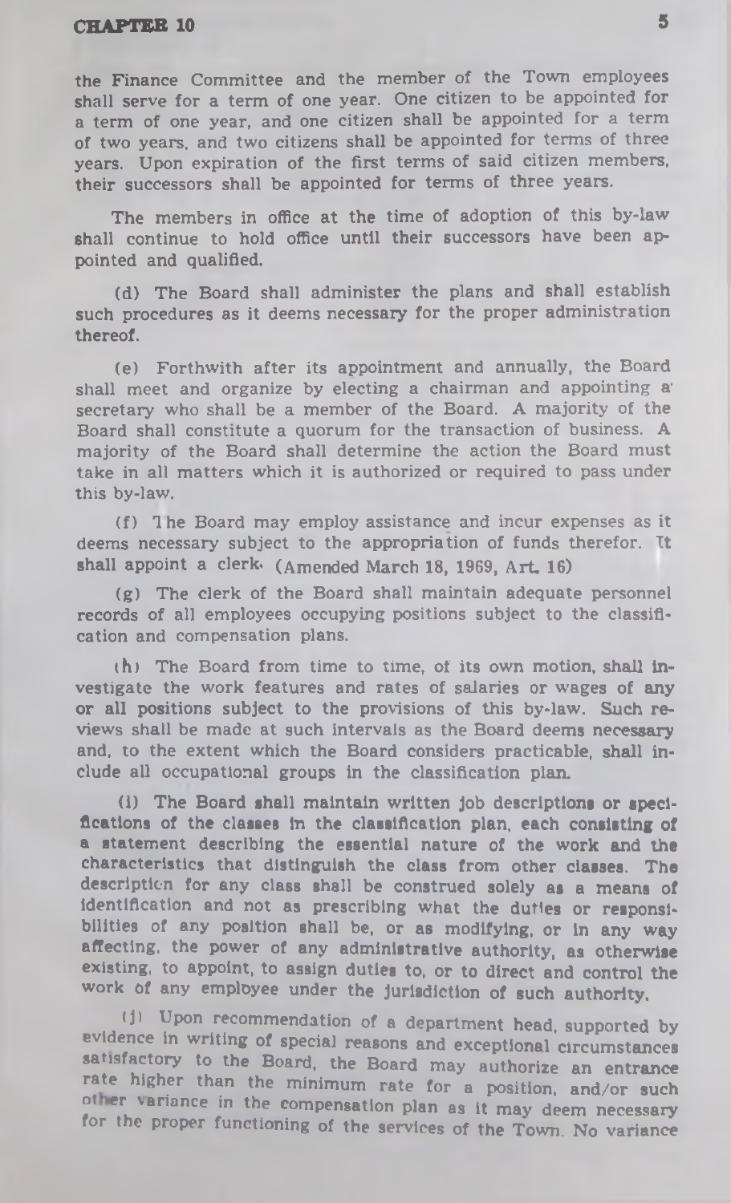the Finance Committee and the member of the Town employees shall serve for a term of one year. One citizen to be appointed for a term of one year, and one citizen shall be appointed for a term of two years, and two citizens shall be appointed for terms of three years. Upon expiration of the first terms of said citizen members, their successors shall be appointed for terms of three years.

The members in office at the time of adoption of this by-law shall continue to hold office until their successors have been appointed and qualified.

(d) The Board shall administer the plans and shall establish such procedures as it deems necessary for the proper administration thereof.

(e) Forthwith after its appointment and annually, the Board shall meet and organize by electing a chairman and appointing a secretary who shall be a member of the Board. A majority of the Board shall constitute a quorum for the transaction of business. A majority of the Board shall determine the action the Board must take in all matters which it is authorized or required to pass under this by-law.

(f) The Board may employ assistance and incur expenses as it deems necessary subject to the appropriation of funds therefor. It shall appoint a clerk. (Amended March 18, 1969, Art. 16)

(g) The clerk of the Board shall maintain adequate personnel records of all employees occupying positions subject to the classification and compensation plans.

(h) The Board from time to time, of its own motion, shall investigate the work features and rates of salaries or wages of any or all positions subject to the provisions of this by-law. Such reviews shall be made at such intervals as the Board deems necessary and, to the extent which the Board considers practicable, shall include all occupational groups in the classification plan.

(i) The Board shall maintain written job descriptions or specifications of the classes in the classification plan, each consisting of a statement describing the essential nature of the work and the characteristics that distinguish the class from other classes. The description for any class shall be construed solely as a means of identification and not as prescribing what the duties or responsibilities of any position shall be, or as modifying, or in any way affecting, the power of any administrative authority, as otherwise existing, to appoint, to assign duties to, or to direct and control the work of any employee under the jurisdiction of such authority.

(j) Upon recommendation of a department head, supported by evidence in writing of special reasons and exceptional circumstances satisfactory to the Board, the Board may authorize an entrance rate higher than the minimum rate for a position, and/or such other variance in the compensation plan as it may deem necessary for the proper functioning of the services of the Town. No variance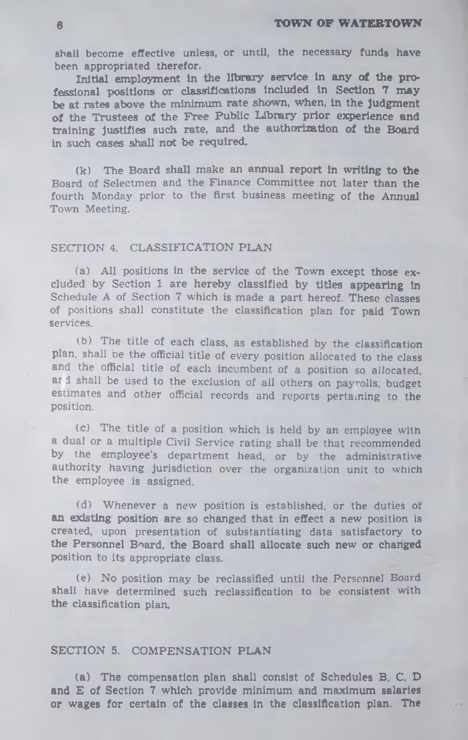shall become effective unless, or until, the necessary funds have been appropriated therefor.

Initial employment in the library service in any of the professional positions or classifications included in Section 7 may be at rates above the minimum rate shown, when, in the judgment of the Trustees of the Free Public Library prior experience and training justifies such rate, and the authorization of the Board in such cases shall not be required.

(k) The Board shall make an annual report in writing to the Board of Selectmen and the Finance Committee not later than the fourth Monday prior to the first business meeting of the Annual Town Meeting.

## SECTION 4. CLASSIFICATION PLAN

(a) All positions in the service of the Town except those excluded by Section 1 are hereby classified by titles appearing in Schedule A of Section 7 which is made a part hereof. These classes of positions shall constitute the classification plan for paid Town services.

(b) The title of each class, as established by the classification plan, shall be the official title of every position allocated to the class and the official title of each incumbent of a position so allocated, and shall be used to the exclusion of all others on payrolls, budget estimates and other official records and reports pertaining to the position.

(c) The title of a position which is held by an employee with a dual or a multiple Civil Service rating shall be that recommended by the employee's department head, or by the administrative authority having jurisdiction over the organization unit to which the employee is assigned.

(d) Whenever a new position is established, or the duties of an existing position are so changed that in effect a new position is created, upon presentation of substantiating data satisfactory to the Personnel Board, the Board shall allocate such new or changed position to its appropriate class.

(e) No position may be reclassified until the Personnel Board shall have determined such reclassification to be consistent with the classification plan.

## SECTION 5. COMPENSATION PLAN

(a) The compensation plan shall consist of Schedules B, C, D and E of Section 7 which provide minimum and maximum salaries or wages for certain of the classes in the classification plan. The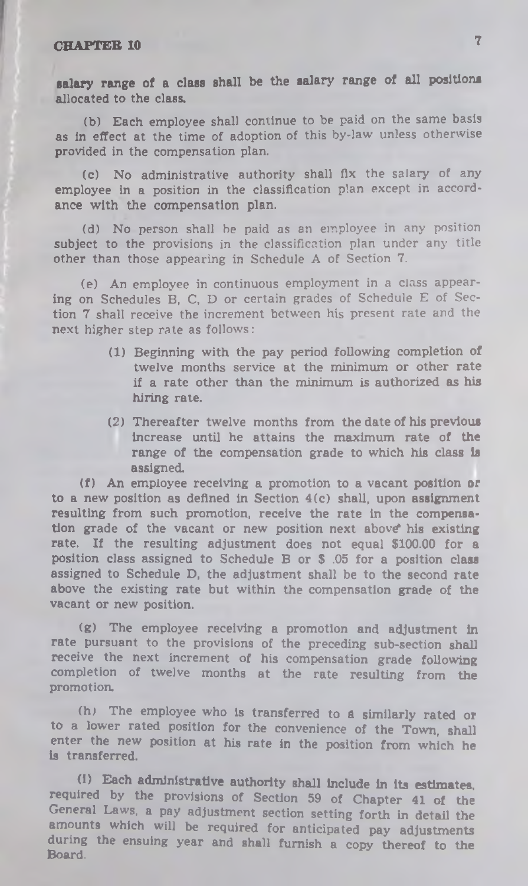salary range of a class shall be the salary range of all positions allocated to the class.

(b) Each employee shall continue to be paid on the same basis as in effect at the time of adoption of this by-law unless otherwise provided in the compensation plan.

(c) No administrative authority shall fix the salary of any employee in a position in the classification plan except in accordance with the compensation plan.

(d) No person shall be paid as an employee in any position subject to the provisions in the classification plan under any title other than those appearing in Schedule A of Section 7.

(e) An employee in continuous employment in a class appearing on Schedules B, C, D or certain grades of Schedule E of Section 7 shall receive the increment between his present rate and the next higher step rate as follows:

> (1) Beginning with the pay period following completion of twelve months service at the minimum or other rate if a rate other than the minimum is authorized as his hiring rate.
>
> (2) Thereafter twelve months from the date of his previous increase until he attains the maximum rate of the range of the compensation grade to which his class is assigned.

(f) An employee receiving a promotion to a vacant position or to a new position as defined in Section 4(c) shall, upon assignment resulting from such promotion, receive the rate in the compensation grade of the vacant or new position next above his existing rate. If the resulting adjustment does not equal $100.00 for a position class assigned to Schedule B or $ .05 for a position class assigned to Schedule D, the adjustment shall be to the second rate above the existing rate but within the compensation grade of the vacant or new position.

(g) The employee receiving a promotion and adjustment in rate pursuant to the provisions of the preceding sub-section shall receive the next increment of his compensation grade following completion of twelve months at the rate resulting from the promotion.

(h) The employee who is transferred to a similarly rated or to a lower rated position for the convenience of the Town, shall enter the new position at his rate in the position from which he is transferred.

(i) Each administrative authority shall include in its estimates, required by the provisions of Section 59 of Chapter 41 of the General Laws, a pay adjustment section setting forth in detail the amounts which will be required for anticipated pay adjustments during the ensuing year and shall furnish a copy thereof to the Board.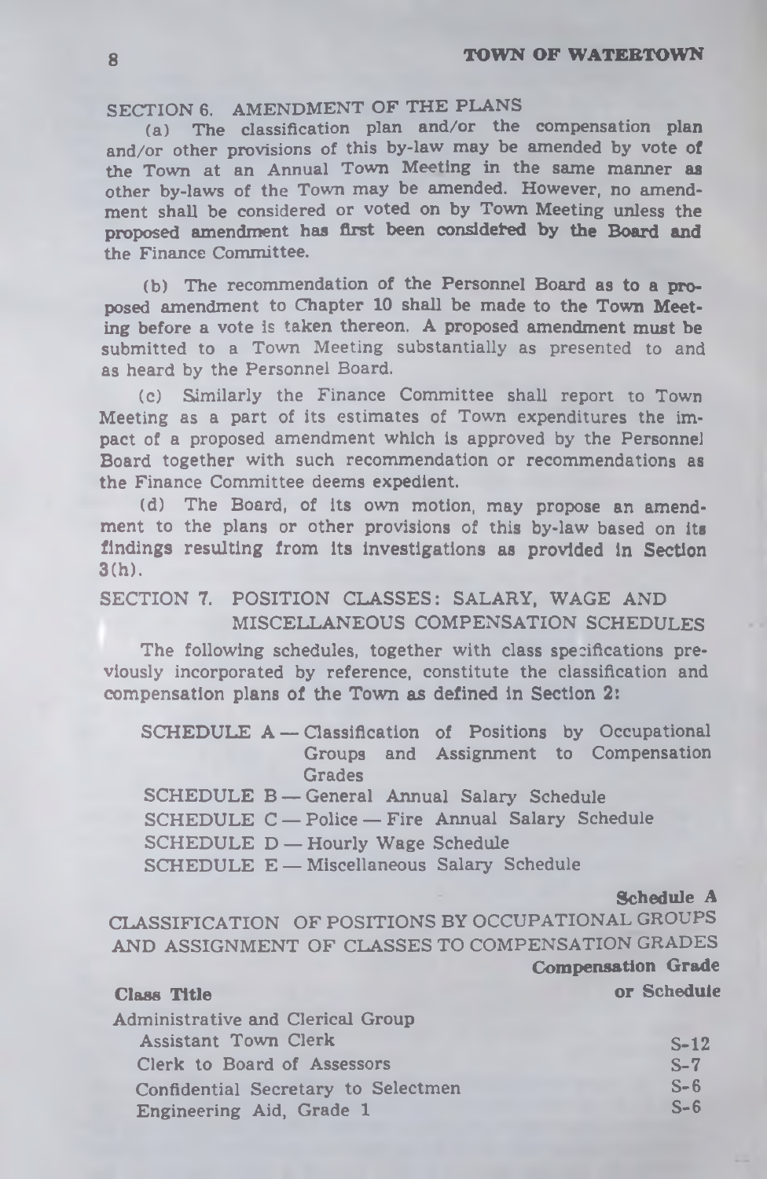## SECTION 6. AMENDMENT OF THE PLANS

(a) The classification plan and/or the compensation plan and/or other provisions of this by-law may be amended by vote of the Town at an Annual Town Meeting in the same manner as other by-laws of the Town may be amended. However, no amendment shall be considered or voted on by Town Meeting unless the proposed amendment has first been considered by the Board and the Finance Committee.

(b) The recommendation of the Personnel Board as to a proposed amendment to Chapter 10 shall be made to the Town Meeting before a vote is taken thereon. A proposed amendment must be submitted to a Town Meeting substantially as presented to and as heard by the Personnel Board.

(c) Similarly the Finance Committee shall report to Town Meeting as a part of its estimates of Town expenditures the impact of a proposed amendment which is approved by the Personnel Board together with such recommendation or recommendations as the Finance Committee deems expedient.

(d) The Board, of its own motion, may propose an amendment to the plans or other provisions of this by-law based on its findings resulting from its investigations as provided in Section 3(h).

## SECTION 7. POSITION CLASSES: SALARY, WAGE AND MISCELLANEOUS COMPENSATION SCHEDULES

The following schedules, together with class specifications previously incorporated by reference, constitute the classification and compensation plans of the Town as defined in Section 2:

- SCHEDULE A — Classification of Positions by Occupational Groups and Assignment to Compensation Grades
- SCHEDULE B — General Annual Salary Schedule
- SCHEDULE C — Police — Fire Annual Salary Schedule
- SCHEDULE D — Hourly Wage Schedule
- SCHEDULE E — Miscellaneous Salary Schedule

**Schedule A**

### CLASSIFICATION OF POSITIONS BY OCCUPATIONAL GROUPS AND ASSIGNMENT OF CLASSES TO COMPENSATION GRADES

| Class Title | Compensation Grade or Schedule |
|---|---|
| Administrative and Clerical Group | |
| Assistant Town Clerk | S-12 |
| Clerk to Board of Assessors | S-7 |
| Confidential Secretary to Selectmen | S-6 |
| Engineering Aid, Grade 1 | S-6 |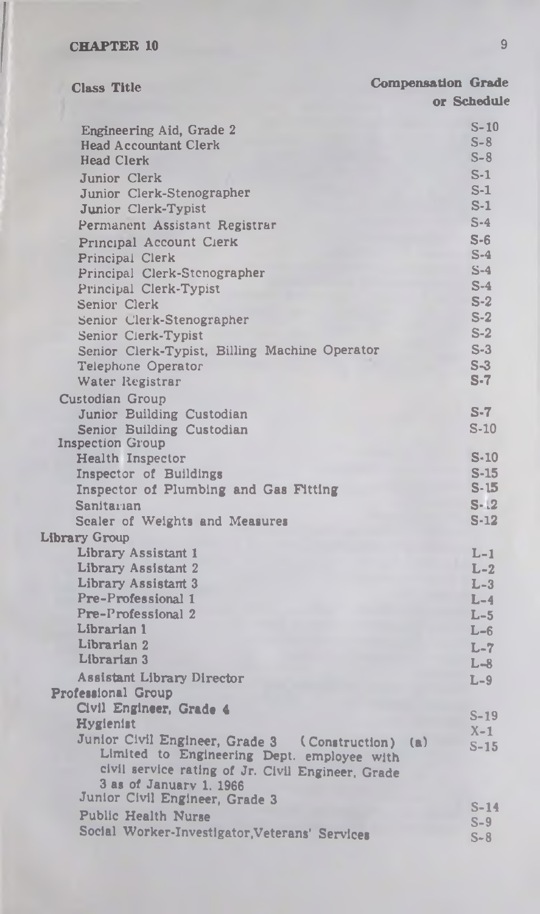| Class Title | Compensation Grade or Schedule |
|---|---|
| Engineering Aid, Grade 2 | S-10 |
| Head Accountant Clerk | S-8 |
| Head Clerk | S-8 |
| Junior Clerk | S-1 |
| Junior Clerk-Stenographer | S-1 |
| Junior Clerk-Typist | S-1 |
| Permanent Assistant Registrar | S-4 |
| Principal Account Clerk | S-6 |
| Principal Clerk | S-4 |
| Principal Clerk-Stenographer | S-4 |
| Principal Clerk-Typist | S-4 |
| Senior Clerk | S-2 |
| Senior Clerk-Stenographer | S-2 |
| Senior Clerk-Typist | S-2 |
| Senior Clerk-Typist, Billing Machine Operator | S-3 |
| Telephone Operator | S-3 |
| Water Registrar | S-7 |
| Custodian Group | |
| Junior Building Custodian | S-7 |
| Senior Building Custodian | S-10 |
| Inspection Group | |
| Health Inspector | S-10 |
| Inspector of Buildings | S-15 |
| Inspector of Plumbing and Gas Fitting | S-15 |
| Sanitarian | S-12 |
| Scaler of Weights and Measures | S-12 |
| Library Group | |
| Library Assistant 1 | L-1 |
| Library Assistant 2 | L-2 |
| Library Assistant 3 | L-3 |
| Pre-Professional 1 | L-4 |
| Pre-Professional 2 | L-5 |
| Librarian 1 | L-6 |
| Librarian 2 | L-7 |
| Librarian 3 | L-8 |
| Assistant Library Director | L-9 |
| Professional Group | |
| Civil Engineer, Grade 4 | S-19 |
| Hygienist | X-1 |
| Junior Civil Engineer, Grade 3 (Construction) (a) Limited to Engineering Dept. employee with civil service rating of Jr. Civil Engineer, Grade 3 as of January 1, 1966 | S-15 |
| Junior Civil Engineer, Grade 3 | S-14 |
| Public Health Nurse | S-9 |
| Social Worker-Investigator, Veterans' Services | S-8 |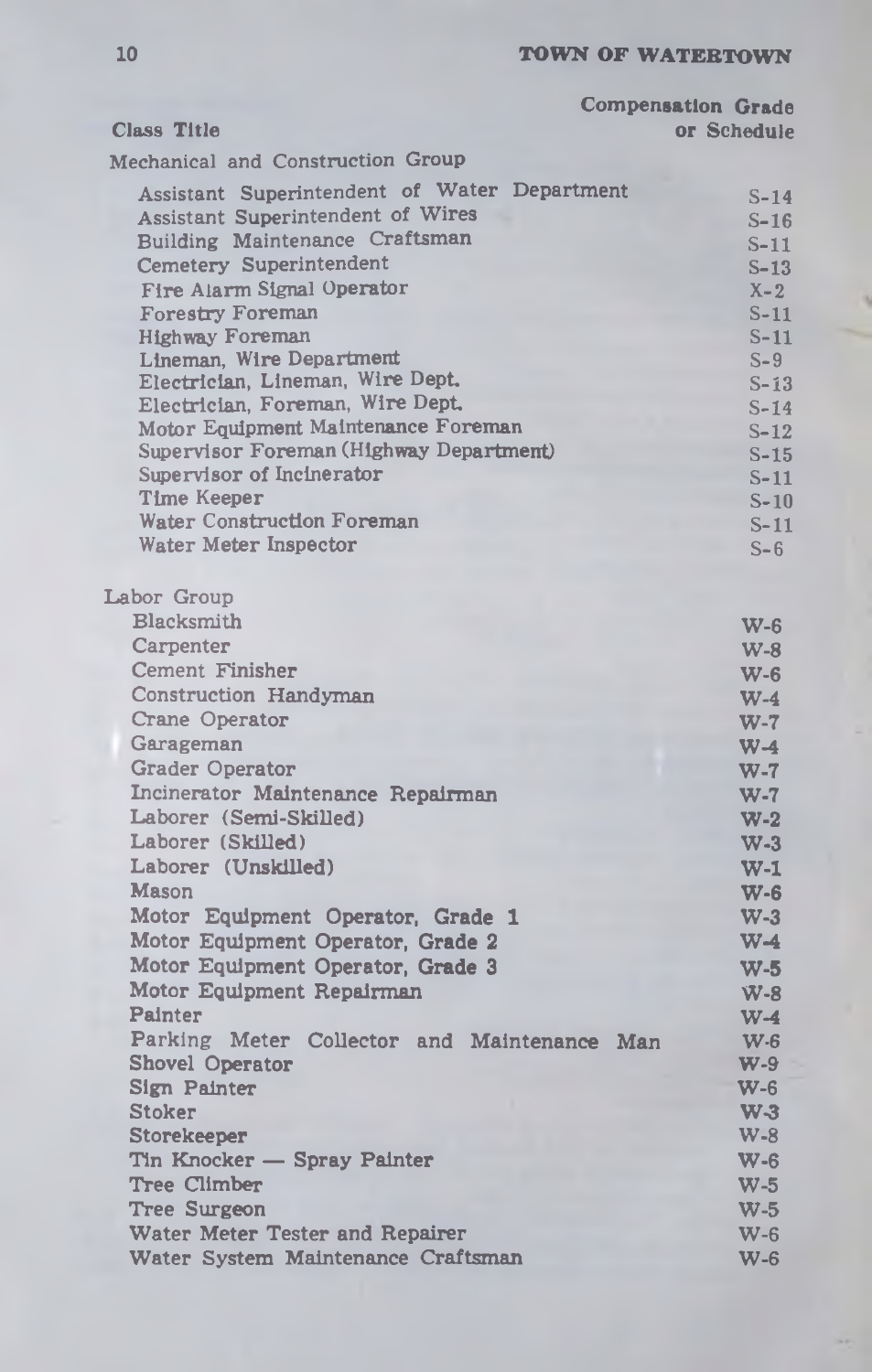| Class Title | Compensation Grade or Schedule |
|---|---|
| **Mechanical and Construction Group** | |
| Assistant Superintendent of Water Department | S-14 |
| Assistant Superintendent of Wires | S-16 |
| Building Maintenance Craftsman | S-11 |
| Cemetery Superintendent | S-13 |
| Fire Alarm Signal Operator | X-2 |
| Forestry Foreman | S-11 |
| Highway Foreman | S-11 |
| Lineman, Wire Department | S-9 |
| Electrician, Lineman, Wire Dept. | S-13 |
| Electrician, Foreman, Wire Dept. | S-14 |
| Motor Equipment Maintenance Foreman | S-12 |
| Supervisor Foreman (Highway Department) | S-15 |
| Supervisor of Incinerator | S-11 |
| Time Keeper | S-10 |
| Water Construction Foreman | S-11 |
| Water Meter Inspector | S-6 |
| **Labor Group** | |
| Blacksmith | W-6 |
| Carpenter | W-8 |
| Cement Finisher | W-6 |
| Construction Handyman | W-4 |
| Crane Operator | W-7 |
| Garageman | W-4 |
| Grader Operator | W-7 |
| Incinerator Maintenance Repairman | W-7 |
| Laborer (Semi-Skilled) | W-2 |
| Laborer (Skilled) | W-3 |
| Laborer (Unskilled) | W-1 |
| Mason | W-6 |
| Motor Equipment Operator, Grade 1 | W-3 |
| Motor Equipment Operator, Grade 2 | W-4 |
| Motor Equipment Operator, Grade 3 | W-5 |
| Motor Equipment Repairman | W-8 |
| Painter | W-4 |
| Parking Meter Collector and Maintenance Man | W-6 |
| Shovel Operator | W-9 |
| Sign Painter | W-6 |
| Stoker | W-3 |
| Storekeeper | W-8 |
| Tin Knocker — Spray Painter | W-6 |
| Tree Climber | W-5 |
| Tree Surgeon | W-5 |
| Water Meter Tester and Repairer | W-6 |
| Water System Maintenance Craftsman | W-6 |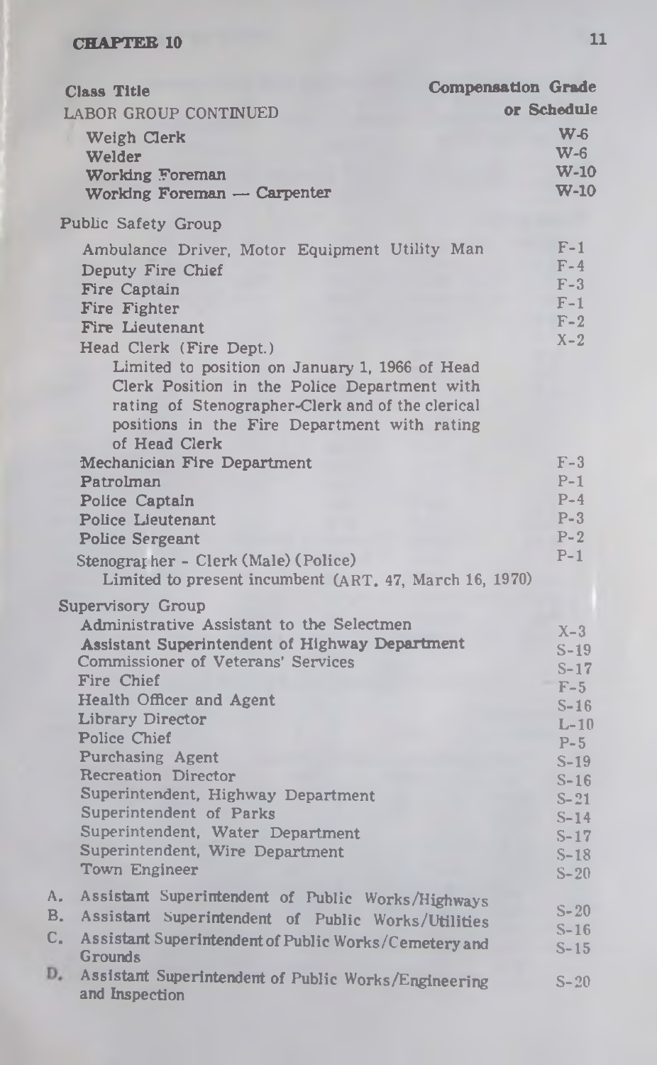## CHAPTER 10

| Class Title | Compensation Grade or Schedule |
|---|---|
| LABOR GROUP CONTINUED | |
| Weigh Clerk | W-6 |
| Welder | W-6 |
| Working Foreman | W-10 |
| Working Foreman — Carpenter | W-10 |
| **Public Safety Group** | |
| Ambulance Driver, Motor Equipment Utility Man | F-1 |
| Deputy Fire Chief | F-4 |
| Fire Captain | F-3 |
| Fire Fighter | F-1 |
| Fire Lieutenant | F-2 |
| Head Clerk (Fire Dept.) Limited to position on January 1, 1966 of Head Clerk Position in the Police Department with rating of Stenographer-Clerk and of the clerical positions in the Fire Department with rating of Head Clerk | X-2 |
| Mechanician Fire Department | F-3 |
| Patrolman | P-1 |
| Police Captain | P-4 |
| Police Lieutenant | P-3 |
| Police Sergeant | P-2 |
| Stenographer - Clerk (Male) (Police) Limited to present incumbent (ART. 47, March 16, 1970) | P-1 |
| **Supervisory Group** | |
| Administrative Assistant to the Selectmen | X-3 |
| Assistant Superintendent of Highway Department | S-19 |
| Commissioner of Veterans' Services | S-17 |
| Fire Chief | F-5 |
| Health Officer and Agent | S-16 |
| Library Director | L-10 |
| Police Chief | P-5 |
| Purchasing Agent | S-19 |
| Recreation Director | S-16 |
| Superintendent, Highway Department | S-21 |
| Superintendent of Parks | S-14 |
| Superintendent, Water Department | S-17 |
| Superintendent, Wire Department | S-18 |
| Town Engineer | S-20 |
| A. Assistant Superintendent of Public Works/Highways | S-20 |
| B. Assistant Superintendent of Public Works/Utilities | S-16 |
| C. Assistant Superintendent of Public Works/Cemetery and Grounds | S-15 |
| D. Assistant Superintendent of Public Works/Engineering and Inspection | S-20 |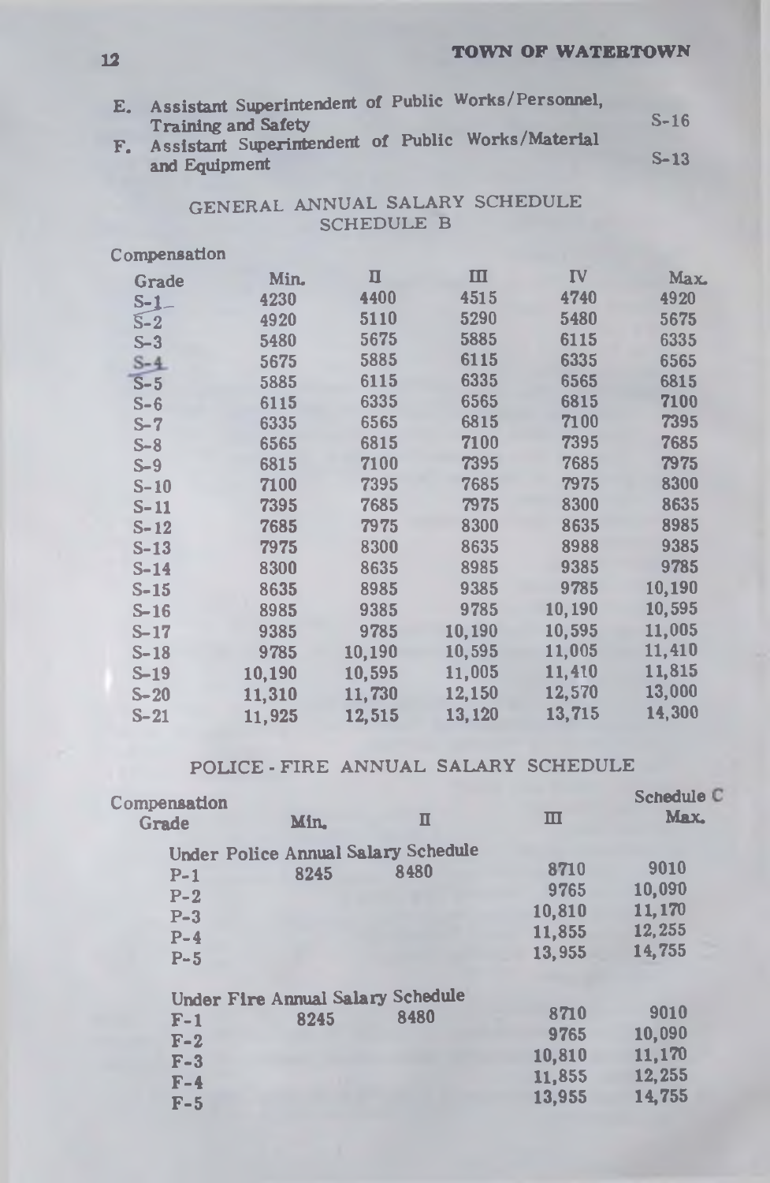E. Assistant Superintendent of Public Works/Personnel, Training and Safety — S-16

F. Assistant Superintendent of Public Works/Material and Equipment — S-13

## GENERAL ANNUAL SALARY SCHEDULE
### SCHEDULE B

| Compensation Grade | Min. | II | III | IV | Max. |
|---|---|---|---|---|---|
| S-1 | 4230 | 4400 | 4515 | 4740 | 4920 |
| S-2 | 4920 | 5110 | 5290 | 5480 | 5675 |
| S-3 | 5480 | 5675 | 5885 | 6115 | 6335 |
| S-4 | 5675 | 5885 | 6115 | 6335 | 6565 |
| S-5 | 5885 | 6115 | 6335 | 6565 | 6815 |
| S-6 | 6115 | 6335 | 6565 | 6815 | 7100 |
| S-7 | 6335 | 6565 | 6815 | 7100 | 7395 |
| S-8 | 6565 | 6815 | 7100 | 7395 | 7685 |
| S-9 | 6815 | 7100 | 7395 | 7685 | 7975 |
| S-10 | 7100 | 7395 | 7685 | 7975 | 8300 |
| S-11 | 7395 | 7685 | 7975 | 8300 | 8635 |
| S-12 | 7685 | 7975 | 8300 | 8635 | 8985 |
| S-13 | 7975 | 8300 | 8635 | 8988 | 9385 |
| S-14 | 8300 | 8635 | 8985 | 9385 | 9785 |
| S-15 | 8635 | 8985 | 9385 | 9785 | 10,190 |
| S-16 | 8985 | 9385 | 9785 | 10,190 | 10,595 |
| S-17 | 9385 | 9785 | 10,190 | 10,595 | 11,005 |
| S-18 | 9785 | 10,190 | 10,595 | 11,005 | 11,410 |
| S-19 | 10,190 | 10,595 | 11,005 | 11,410 | 11,815 |
| S-20 | 11,310 | 11,730 | 12,150 | 12,570 | 13,000 |
| S-21 | 11,925 | 12,515 | 13,120 | 13,715 | 14,300 |

## POLICE - FIRE ANNUAL SALARY SCHEDULE

Schedule C

| Compensation Grade | Min. | II | III | Max. |
|---|---|---|---|---|
| Under Police Annual Salary Schedule | | | | |
| P-1 | 8245 | 8480 | 8710 | 9010 |
| P-2 | | | 9765 | 10,090 |
| P-3 | | | 10,810 | 11,170 |
| P-4 | | | 11,855 | 12,255 |
| P-5 | | | 13,955 | 14,755 |
| Under Fire Annual Salary Schedule | | | | |
| F-1 | 8245 | 8480 | 8710 | 9010 |
| F-2 | | | 9765 | 10,090 |
| F-3 | | | 10,810 | 11,170 |
| F-4 | | | 11,855 | 12,255 |
| F-5 | | | 13,955 | 14,755 |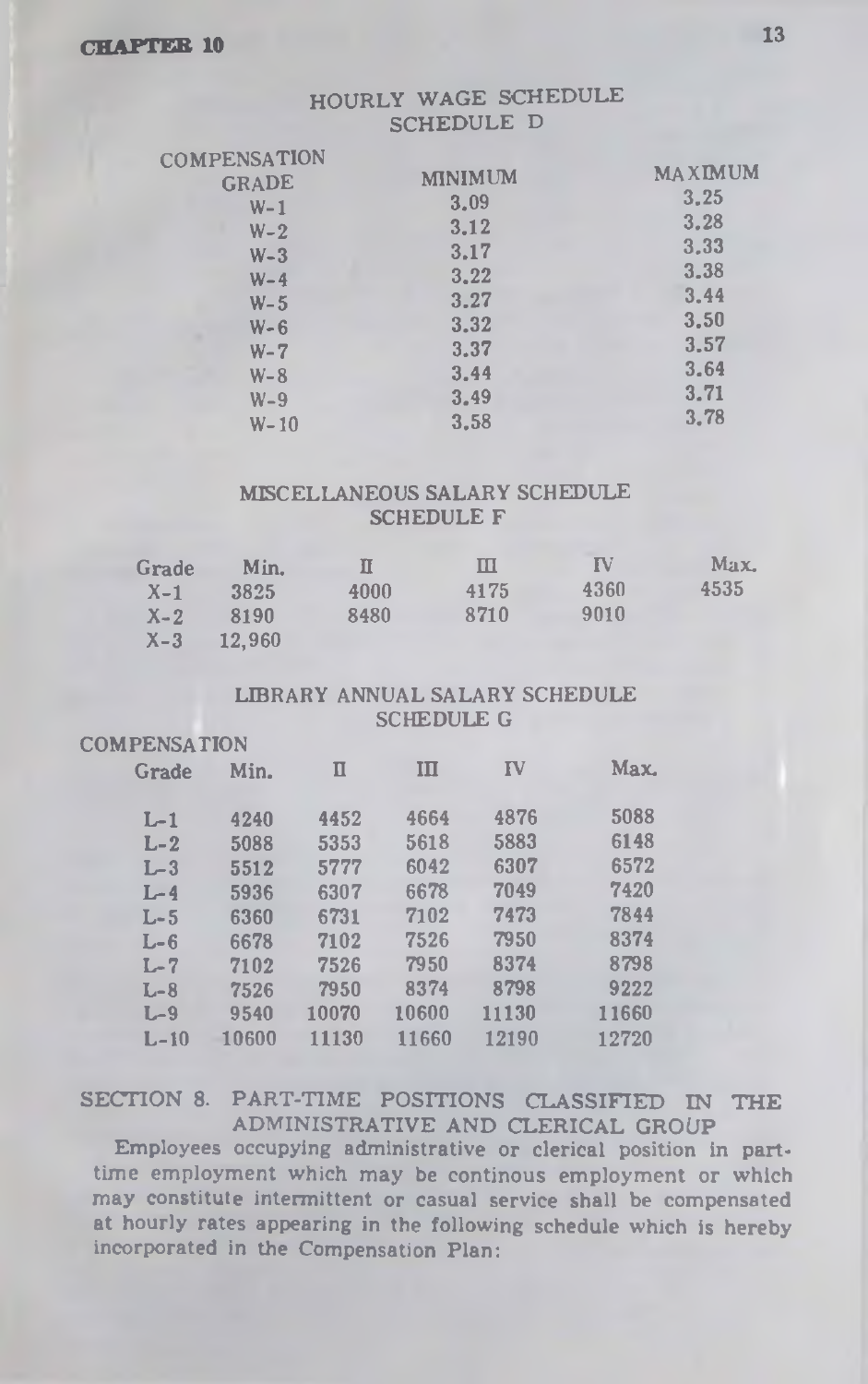## HOURLY WAGE SCHEDULE
### SCHEDULE D

| COMPENSATION GRADE | MINIMUM | MAXIMUM |
|---|---|---|
| W-1 | 3.09 | 3.25 |
| W-2 | 3.12 | 3.28 |
| W-3 | 3.17 | 3.33 |
| W-4 | 3.22 | 3.38 |
| W-5 | 3.27 | 3.44 |
| W-6 | 3.32 | 3.50 |
| W-7 | 3.37 | 3.57 |
| W-8 | 3.44 | 3.64 |
| W-9 | 3.49 | 3.71 |
| W-10 | 3.58 | 3.78 |

## MISCELLANEOUS SALARY SCHEDULE
### SCHEDULE F

| Grade | Min. | II | III | IV | Max. |
|---|---|---|---|---|---|
| X-1 | 3825 | 4000 | 4175 | 4360 | 4535 |
| X-2 | 8190 | 8480 | 8710 | 9010 | |
| X-3 | 12,960 | | | | |

## LIBRARY ANNUAL SALARY SCHEDULE
### SCHEDULE G

| COMPENSATION Grade | Min. | II | III | IV | Max. |
|---|---|---|---|---|---|
| L-1 | 4240 | 4452 | 4664 | 4876 | 5088 |
| L-2 | 5088 | 5353 | 5618 | 5883 | 6148 |
| L-3 | 5512 | 5777 | 6042 | 6307 | 6572 |
| L-4 | 5936 | 6307 | 6678 | 7049 | 7420 |
| L-5 | 6360 | 6731 | 7102 | 7473 | 7844 |
| L-6 | 6678 | 7102 | 7526 | 7950 | 8374 |
| L-7 | 7102 | 7526 | 7950 | 8374 | 8798 |
| L-8 | 7526 | 7950 | 8374 | 8798 | 9222 |
| L-9 | 9540 | 10070 | 10600 | 11130 | 11660 |
| L-10 | 10600 | 11130 | 11660 | 12190 | 12720 |

## SECTION 8. PART-TIME POSITIONS CLASSIFIED IN THE ADMINISTRATIVE AND CLERICAL GROUP

Employees occupying administrative or clerical position in part-time employment which may be continous employment or which may constitute intermittent or casual service shall be compensated at hourly rates appearing in the following schedule which is hereby incorporated in the Compensation Plan: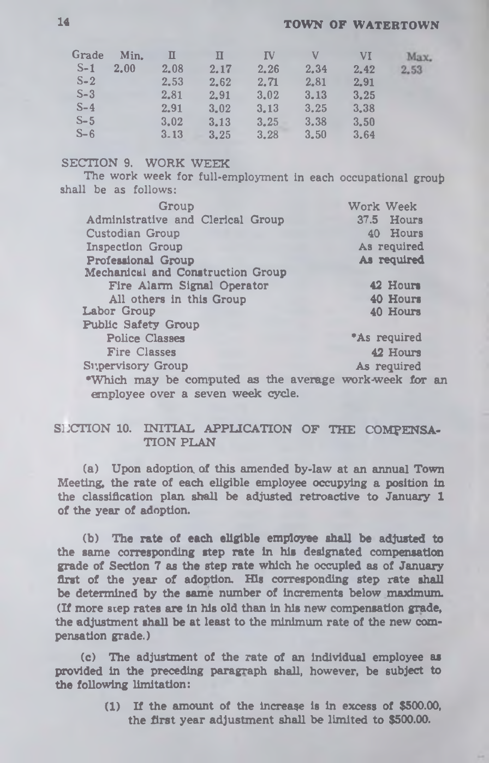| Grade | Min. | II | II | IV | V | VI | Max. |
|---|---|---|---|---|---|---|---|
| S-1 | 2.00 | 2.08 | 2.17 | 2.26 | 2.34 | 2.42 | 2.53 |
| S-2 | | 2.53 | 2.62 | 2.71 | 2.81 | 2.91 | |
| S-3 | | 2.81 | 2.91 | 3.02 | 3.13 | 3.25 | |
| S-4 | | 2.91 | 3.02 | 3.13 | 3.25 | 3.38 | |
| S-5 | | 3.02 | 3.13 | 3.25 | 3.38 | 3.50 | |
| S-6 | | 3.13 | 3.25 | 3.28 | 3.50 | 3.64 | |

## SECTION 9. WORK WEEK

The work week for full-employment in each occupational group shall be as follows:

| Group | Work Week |
|---|---|
| Administrative and Clerical Group | 37.5 Hours |
| Custodian Group | 40 Hours |
| Inspection Group | As required |
| Professional Group | As required |
| Mechanical and Construction Group | |
| Fire Alarm Signal Operator | 42 Hours |
| All others in this Group | 40 Hours |
| Labor Group | 40 Hours |
| Public Safety Group | |
| Police Classes | *As required |
| Fire Classes | 42 Hours |
| Supervisory Group | As required |

*Which may be computed as the average work-week for an employee over a seven week cycle.

## SECTION 10. INITIAL APPLICATION OF THE COMPENSATION PLAN

(a) Upon adoption of this amended by-law at an annual Town Meeting, the rate of each eligible employee occupying a position in the classification plan shall be adjusted retroactive to January 1 of the year of adoption.

(b) The rate of each eligible employee shall be adjusted to the same corresponding step rate in his designated compensation grade of Section 7 as the step rate which he occupied as of January first of the year of adoption. His corresponding step rate shall be determined by the same number of increments below maximum. (If more step rates are in his old than in his new compensation grade, the adjustment shall be at least to the minimum rate of the new compensation grade.)

(c) The adjustment of the rate of an individual employee as provided in the preceding paragraph shall, however, be subject to the following limitation:

(1) If the amount of the increase is in excess of $500.00, the first year adjustment shall be limited to $500.00.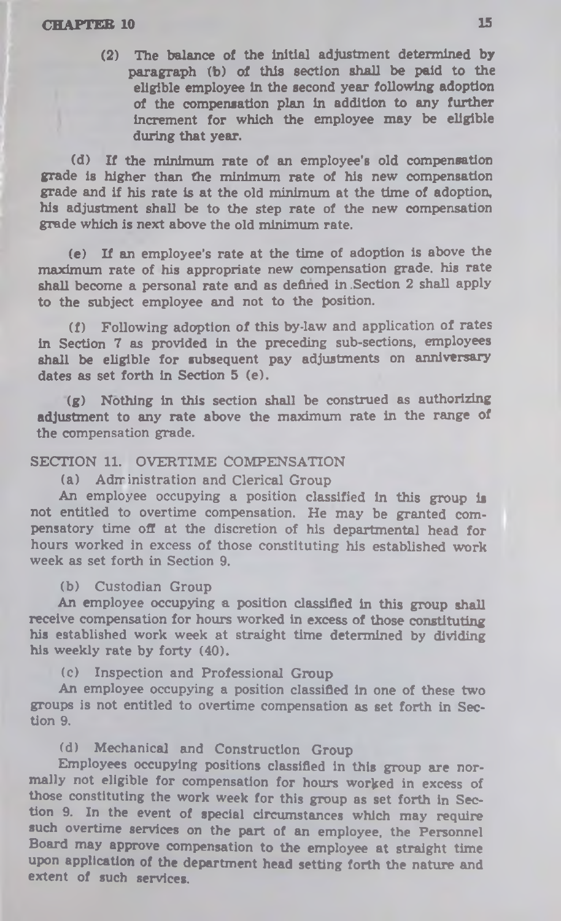(2) The balance of the initial adjustment determined by paragraph (b) of this section shall be paid to the eligible employee in the second year following adoption of the compensation plan in addition to any further increment for which the employee may be eligible during that year.

(d) If the minimum rate of an employee's old compensation grade is higher than the minimum rate of his new compensation grade and if his rate is at the old minimum at the time of adoption, his adjustment shall be to the step rate of the new compensation grade which is next above the old minimum rate.

(e) If an employee's rate at the time of adoption is above the maximum rate of his appropriate new compensation grade, his rate shall become a personal rate and as defined in Section 2 shall apply to the subject employee and not to the position.

(f) Following adoption of this by-law and application of rates in Section 7 as provided in the preceding sub-sections, employees shall be eligible for subsequent pay adjustments on anniversary dates as set forth in Section 5 (e).

(g) Nothing in this section shall be construed as authorizing adjustment to any rate above the maximum rate in the range of the compensation grade.

## SECTION 11. OVERTIME COMPENSATION

(a) Administration and Clerical Group

An employee occupying a position classified in this group is not entitled to overtime compensation. He may be granted compensatory time off at the discretion of his departmental head for hours worked in excess of those constituting his established work week as set forth in Section 9.

(b) Custodian Group

An employee occupying a position classified in this group shall receive compensation for hours worked in excess of those constituting his established work week at straight time determined by dividing his weekly rate by forty (40).

(c) Inspection and Professional Group

An employee occupying a position classified in one of these two groups is not entitled to overtime compensation as set forth in Section 9.

(d) Mechanical and Construction Group

Employees occupying positions classified in this group are normally not eligible for compensation for hours worked in excess of those constituting the work week for this group as set forth in Section 9. In the event of special circumstances which may require such overtime services on the part of an employee, the Personnel Board may approve compensation to the employee at straight time upon application of the department head setting forth the nature and extent of such services.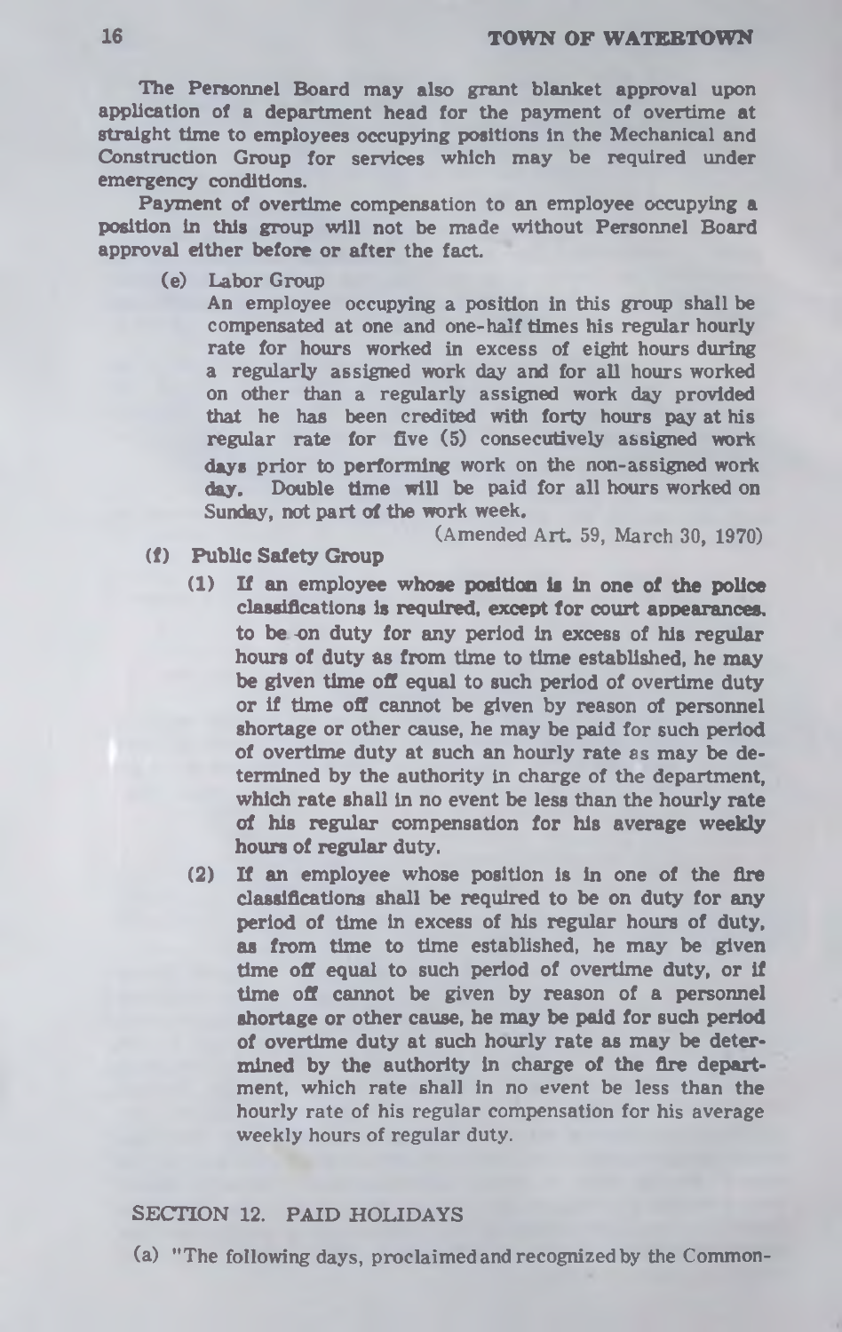The Personnel Board may also grant blanket approval upon application of a department head for the payment of overtime at straight time to employees occupying positions in the Mechanical and Construction Group for services which may be required under emergency conditions.

Payment of overtime compensation to an employee occupying a position in this group will not be made without Personnel Board approval either before or after the fact.

(e) Labor Group

An employee occupying a position in this group shall be compensated at one and one-half times his regular hourly rate for hours worked in excess of eight hours during a regularly assigned work day and for all hours worked on other than a regularly assigned work day provided that he has been credited with forty hours pay at his regular rate for five (5) consecutively assigned work days prior to performing work on the non-assigned work day. Double time will be paid for all hours worked on Sunday, not part of the work week.

(Amended Art. 59, March 30, 1970)

(f) Public Safety Group

(1) If an employee whose position is in one of the police classifications is required, except for court appearances, to be on duty for any period in excess of his regular hours of duty as from time to time established, he may be given time off equal to such period of overtime duty or if time off cannot be given by reason of personnel shortage or other cause, he may be paid for such period of overtime duty at such an hourly rate as may be determined by the authority in charge of the department, which rate shall in no event be less than the hourly rate of his regular compensation for his average weekly hours of regular duty.

(2) If an employee whose position is in one of the fire classifications shall be required to be on duty for any period of time in excess of his regular hours of duty, as from time to time established, he may be given time off equal to such period of overtime duty, or if time off cannot be given by reason of a personnel shortage or other cause, he may be paid for such period of overtime duty at such hourly rate as may be determined by the authority in charge of the fire department, which rate shall in no event be less than the hourly rate of his regular compensation for his average weekly hours of regular duty.

## SECTION 12. PAID HOLIDAYS

(a) "The following days, proclaimed and recognized by the Common-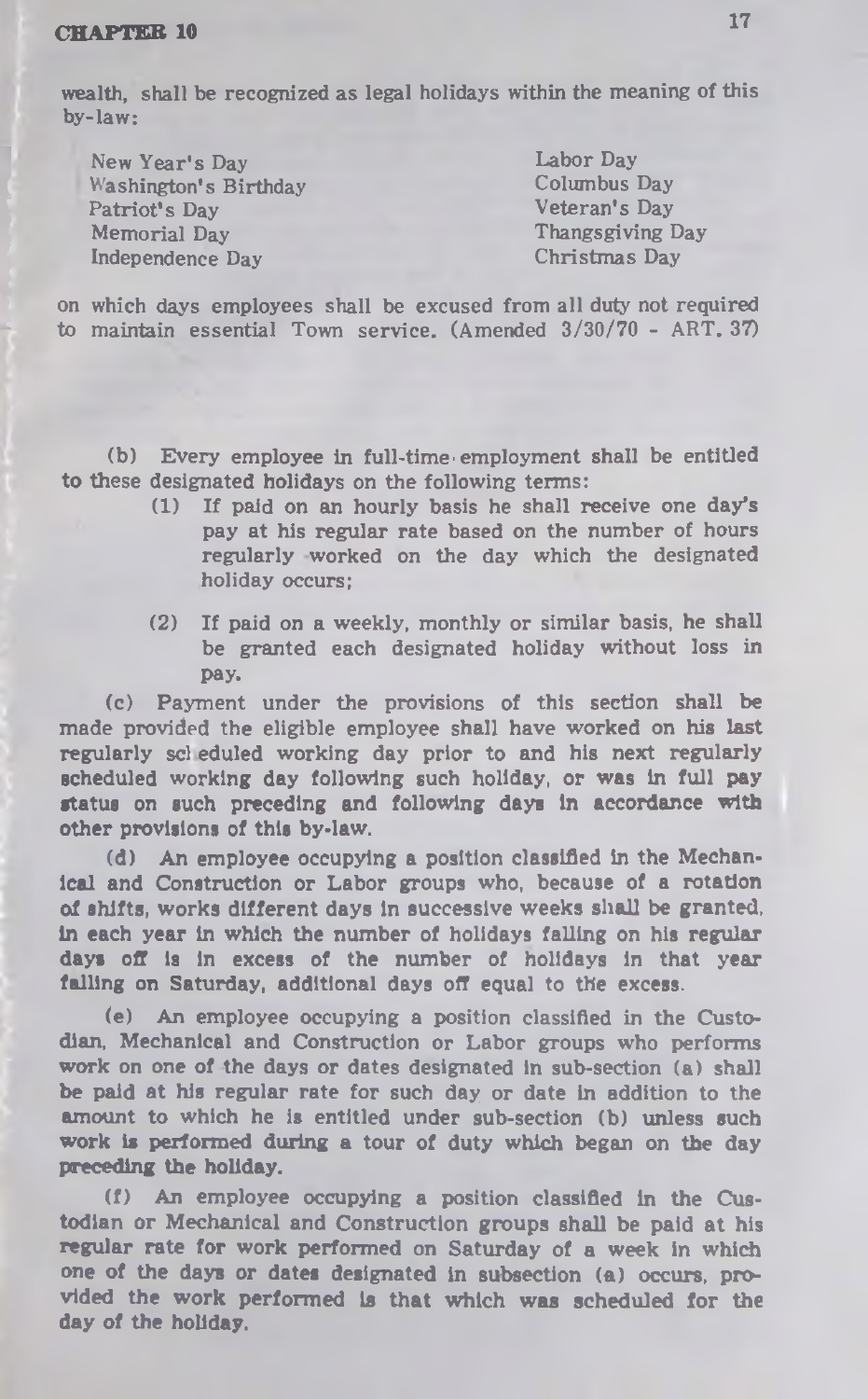wealth, shall be recognized as legal holidays within the meaning of this by-law:

New Year's Day
Washington's Birthday
Patriot's Day
Memorial Day
Independence Day
Labor Day
Columbus Day
Veteran's Day
Thangsgiving Day
Christmas Day

on which days employees shall be excused from all duty not required to maintain essential Town service. (Amended 3/30/70 - ART. 37)

(b) Every employee in full-time employment shall be entitled to these designated holidays on the following terms:

(1) If paid on an hourly basis he shall receive one day's pay at his regular rate based on the number of hours regularly worked on the day which the designated holiday occurs;

(2) If paid on a weekly, monthly or similar basis, he shall be granted each designated holiday without loss in pay.

(c) Payment under the provisions of this section shall be made provided the eligible employee shall have worked on his last regularly scheduled working day prior to and his next regularly scheduled working day following such holiday, or was in full pay status on such preceding and following days in accordance with other provisions of this by-law.

(d) An employee occupying a position classified in the Mechanical and Construction or Labor groups who, because of a rotation of shifts, works different days in successive weeks shall be granted, in each year in which the number of holidays falling on his regular days off is in excess of the number of holidays in that year falling on Saturday, additional days off equal to the excess.

(e) An employee occupying a position classified in the Custodian, Mechanical and Construction or Labor groups who performs work on one of the days or dates designated in sub-section (a) shall be paid at his regular rate for such day or date in addition to the amount to which he is entitled under sub-section (b) unless such work is performed during a tour of duty which began on the day preceding the holiday.

(f) An employee occupying a position classified in the Custodian or Mechanical and Construction groups shall be paid at his regular rate for work performed on Saturday of a week in which one of the days or dates designated in subsection (a) occurs, provided the work performed is that which was scheduled for the day of the holiday.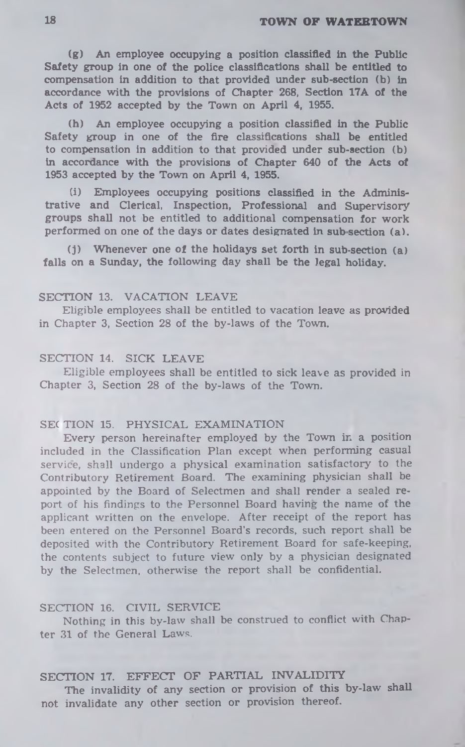(g) An employee occupying a position classified in the Public Safety group in one of the police classifications shall be entitled to compensation in addition to that provided under sub-section (b) in accordance with the provisions of Chapter 268, Section 17A of the Acts of 1952 accepted by the Town on April 4, 1955.

(h) An employee occupying a position classified in the Public Safety group in one of the fire classifications shall be entitled to compensation in addition to that provided under sub-section (b) in accordance with the provisions of Chapter 640 of the Acts of 1953 accepted by the Town on April 4, 1955.

(i) Employees occupying positions classified in the Administrative and Clerical, Inspection, Professional and Supervisory groups shall not be entitled to additional compensation for work performed on one of the days or dates designated in sub-section (a).

(j) Whenever one of the holidays set forth in sub-section (a) falls on a Sunday, the following day shall be the legal holiday.

## SECTION 13. VACATION LEAVE

Eligible employees shall be entitled to vacation leave as provided in Chapter 3, Section 28 of the by-laws of the Town.

## SECTION 14. SICK LEAVE

Eligible employees shall be entitled to sick leave as provided in Chapter 3, Section 28 of the by-laws of the Town.

## SECTION 15. PHYSICAL EXAMINATION

Every person hereinafter employed by the Town in a position included in the Classification Plan except when performing casual service, shall undergo a physical examination satisfactory to the Contributory Retirement Board. The examining physician shall be appointed by the Board of Selectmen and shall render a sealed report of his findings to the Personnel Board having the name of the applicant written on the envelope. After receipt of the report has been entered on the Personnel Board's records, such report shall be deposited with the Contributory Retirement Board for safe-keeping, the contents subject to future view only by a physician designated by the Selectmen, otherwise the report shall be confidential.

## SECTION 16. CIVIL SERVICE

Nothing in this by-law shall be construed to conflict with Chapter 31 of the General Laws.

## SECTION 17. EFFECT OF PARTIAL INVALIDITY

The invalidity of any section or provision of this by-law shall not invalidate any other section or provision thereof.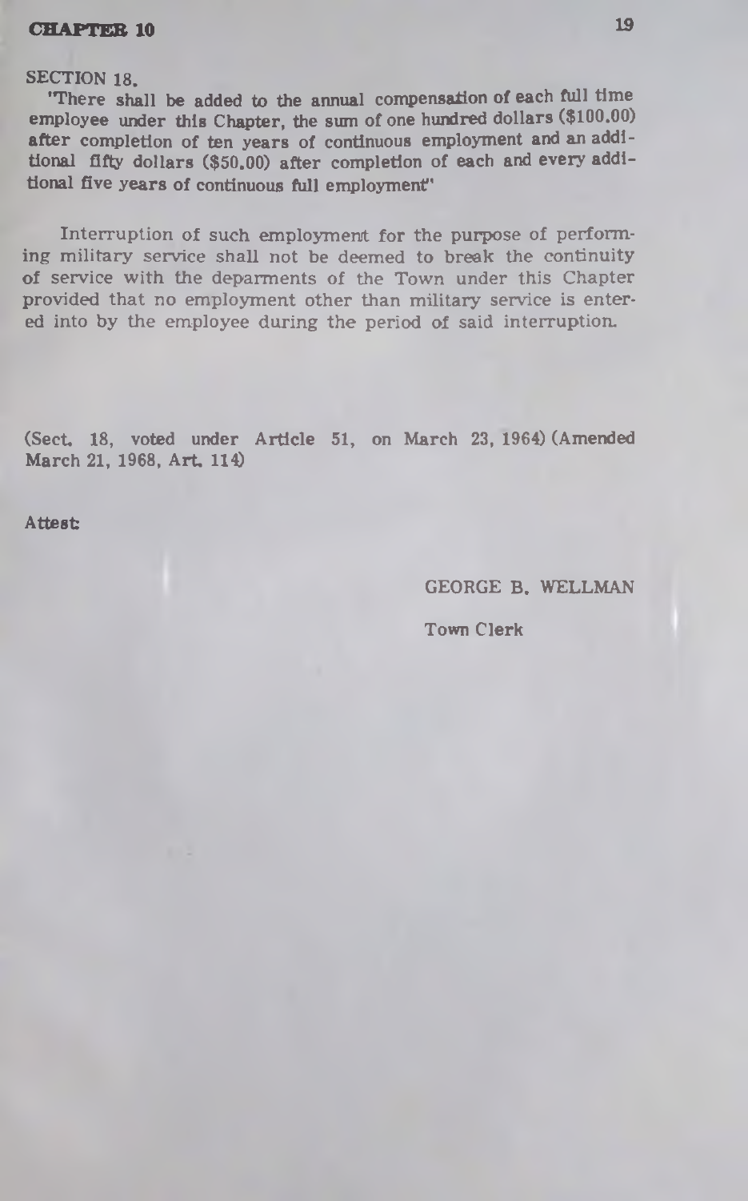SECTION 18.

"There shall be added to the annual compensation of each full time employee under this Chapter, the sum of one hundred dollars ($100.00) after completion of ten years of continuous employment and an additional fifty dollars ($50.00) after completion of each and every additional five years of continuous full employment"

Interruption of such employment for the purpose of performing military service shall not be deemed to break the continuity of service with the deparments of the Town under this Chapter provided that no employment other than military service is entered into by the employee during the period of said interruption.

(Sect. 18, voted under Article 51, on March 23, 1964) (Amended March 21, 1968, Art. 114)

Attest:

GEORGE B. WELLMAN

Town Clerk